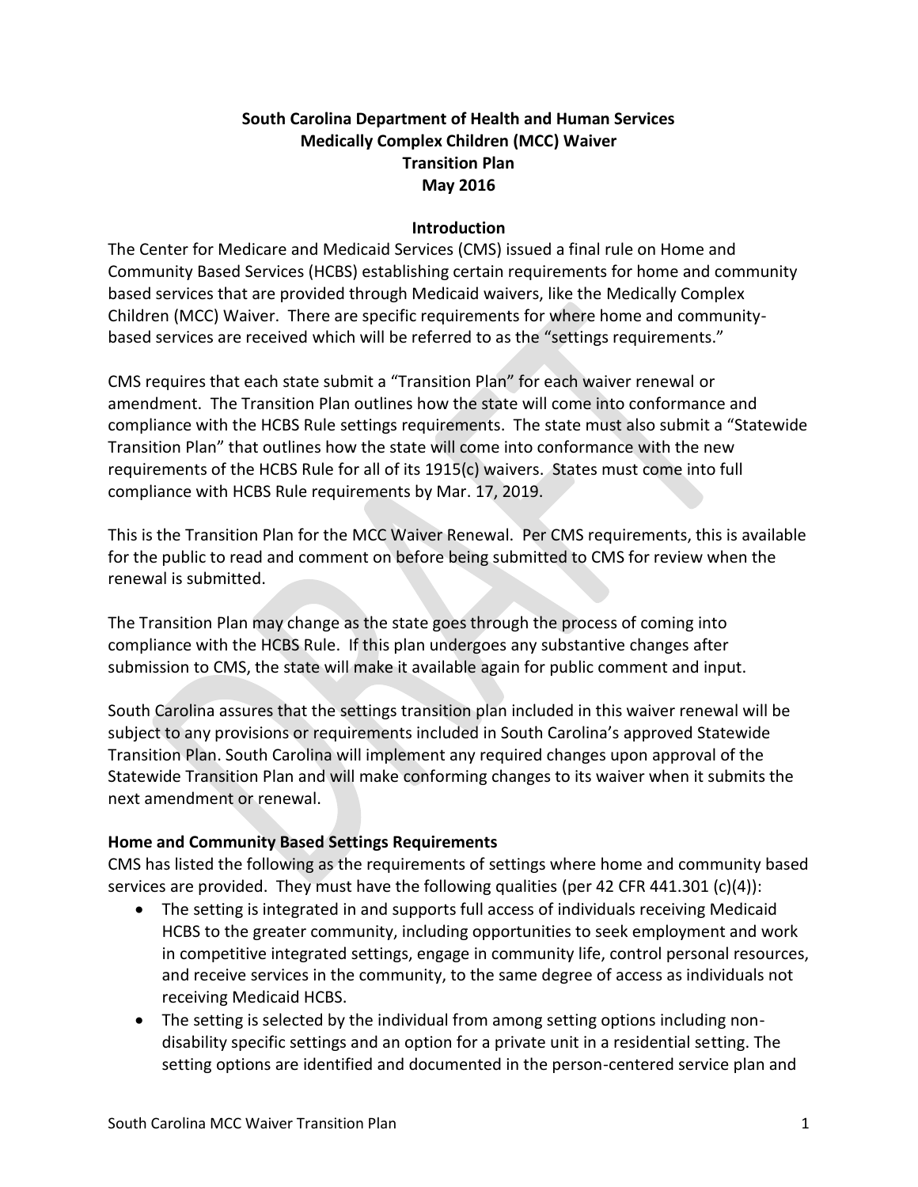# South Carolina Department of Health and Human Services
# Medically Complex Children (MCC) Waiver
# Transition Plan
# May 2016

## Introduction

The Center for Medicare and Medicaid Services (CMS) issued a final rule on Home and Community Based Services (HCBS) establishing certain requirements for home and community based services that are provided through Medicaid waivers, like the Medically Complex Children (MCC) Waiver. There are specific requirements for where home and community-based services are received which will be referred to as the "settings requirements."

CMS requires that each state submit a "Transition Plan" for each waiver renewal or amendment. The Transition Plan outlines how the state will come into conformance and compliance with the HCBS Rule settings requirements. The state must also submit a "Statewide Transition Plan" that outlines how the state will come into conformance with the new requirements of the HCBS Rule for all of its 1915(c) waivers. States must come into full compliance with HCBS Rule requirements by Mar. 17, 2019.

This is the Transition Plan for the MCC Waiver Renewal. Per CMS requirements, this is available for the public to read and comment on before being submitted to CMS for review when the renewal is submitted.

The Transition Plan may change as the state goes through the process of coming into compliance with the HCBS Rule. If this plan undergoes any substantive changes after submission to CMS, the state will make it available again for public comment and input.

South Carolina assures that the settings transition plan included in this waiver renewal will be subject to any provisions or requirements included in South Carolina's approved Statewide Transition Plan. South Carolina will implement any required changes upon approval of the Statewide Transition Plan and will make conforming changes to its waiver when it submits the next amendment or renewal.

### Home and Community Based Settings Requirements

CMS has listed the following as the requirements of settings where home and community based services are provided. They must have the following qualities (per 42 CFR 441.301 (c)(4)):

- The setting is integrated in and supports full access of individuals receiving Medicaid HCBS to the greater community, including opportunities to seek employment and work in competitive integrated settings, engage in community life, control personal resources, and receive services in the community, to the same degree of access as individuals not receiving Medicaid HCBS.
- The setting is selected by the individual from among setting options including non-disability specific settings and an option for a private unit in a residential setting. The setting options are identified and documented in the person-centered service plan and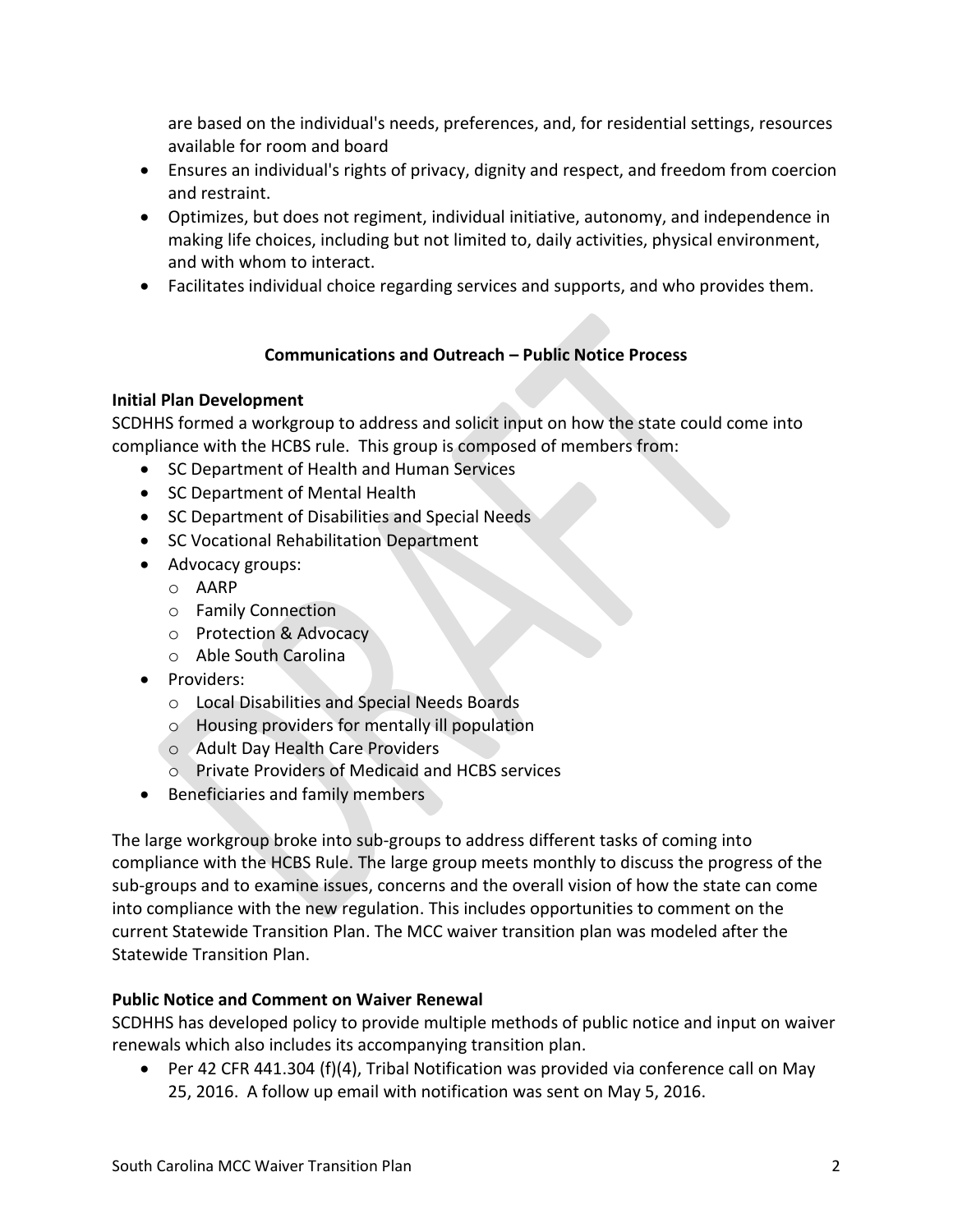are based on the individual's needs, preferences, and, for residential settings, resources available for room and board

- Ensures an individual's rights of privacy, dignity and respect, and freedom from coercion and restraint.
- Optimizes, but does not regiment, individual initiative, autonomy, and independence in making life choices, including but not limited to, daily activities, physical environment, and with whom to interact.
- Facilitates individual choice regarding services and supports, and who provides them.

## Communications and Outreach – Public Notice Process

### Initial Plan Development

SCDHHS formed a workgroup to address and solicit input on how the state could come into compliance with the HCBS rule. This group is composed of members from:

- SC Department of Health and Human Services
- SC Department of Mental Health
- SC Department of Disabilities and Special Needs
- SC Vocational Rehabilitation Department
- Advocacy groups:
  - AARP
  - Family Connection
  - Protection & Advocacy
  - Able South Carolina
- Providers:
  - Local Disabilities and Special Needs Boards
  - Housing providers for mentally ill population
  - Adult Day Health Care Providers
  - Private Providers of Medicaid and HCBS services
- Beneficiaries and family members

The large workgroup broke into sub-groups to address different tasks of coming into compliance with the HCBS Rule. The large group meets monthly to discuss the progress of the sub-groups and to examine issues, concerns and the overall vision of how the state can come into compliance with the new regulation. This includes opportunities to comment on the current Statewide Transition Plan. The MCC waiver transition plan was modeled after the Statewide Transition Plan.

### Public Notice and Comment on Waiver Renewal

SCDHHS has developed policy to provide multiple methods of public notice and input on waiver renewals which also includes its accompanying transition plan.

- Per 42 CFR 441.304 (f)(4), Tribal Notification was provided via conference call on May 25, 2016. A follow up email with notification was sent on May 5, 2016.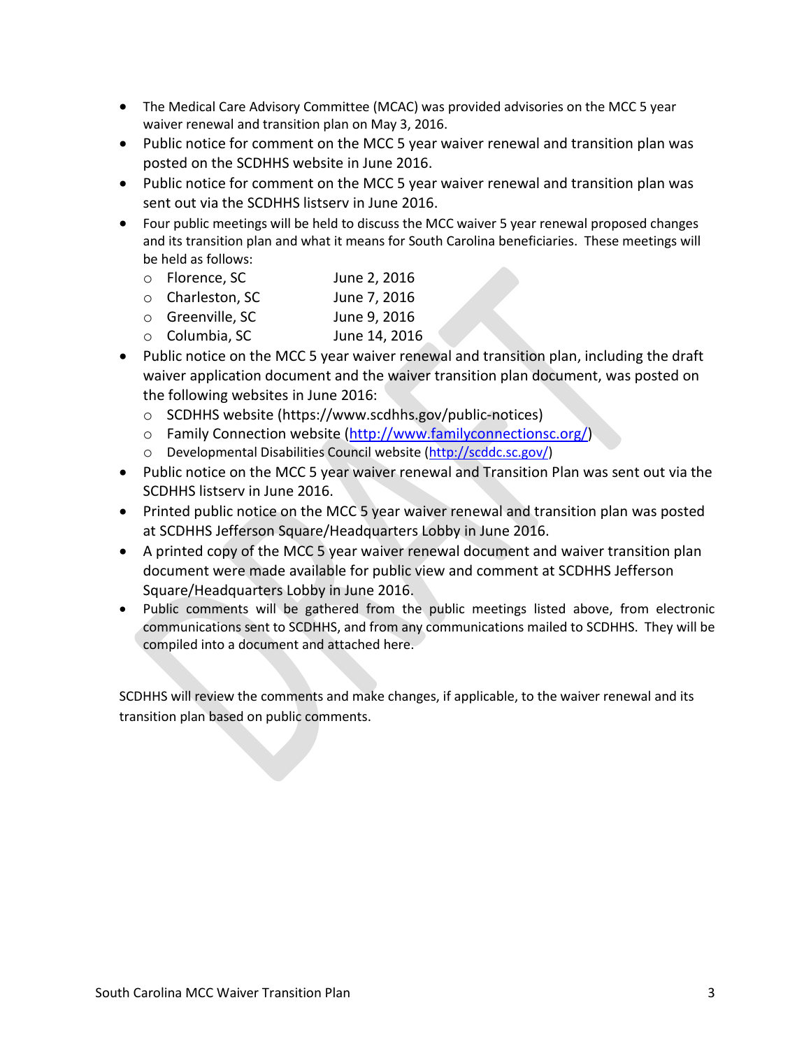- The Medical Care Advisory Committee (MCAC) was provided advisories on the MCC 5 year waiver renewal and transition plan on May 3, 2016.
- Public notice for comment on the MCC 5 year waiver renewal and transition plan was posted on the SCDHHS website in June 2016.
- Public notice for comment on the MCC 5 year waiver renewal and transition plan was sent out via the SCDHHS listserv in June 2016.
- Four public meetings will be held to discuss the MCC waiver 5 year renewal proposed changes and its transition plan and what it means for South Carolina beneficiaries. These meetings will be held as follows:
  - Florence, SC June 2, 2016
  - Charleston, SC June 7, 2016
  - Greenville, SC June 9, 2016
  - Columbia, SC June 14, 2016
- Public notice on the MCC 5 year waiver renewal and transition plan, including the draft waiver application document and the waiver transition plan document, was posted on the following websites in June 2016:
  - SCDHHS website (https://www.scdhhs.gov/public-notices)
  - Family Connection website (http://www.familyconnectionsc.org/)
  - Developmental Disabilities Council website (http://scddc.sc.gov/)
- Public notice on the MCC 5 year waiver renewal and Transition Plan was sent out via the SCDHHS listserv in June 2016.
- Printed public notice on the MCC 5 year waiver renewal and transition plan was posted at SCDHHS Jefferson Square/Headquarters Lobby in June 2016.
- A printed copy of the MCC 5 year waiver renewal document and waiver transition plan document were made available for public view and comment at SCDHHS Jefferson Square/Headquarters Lobby in June 2016.
- Public comments will be gathered from the public meetings listed above, from electronic communications sent to SCDHHS, and from any communications mailed to SCDHHS. They will be compiled into a document and attached here.

SCDHHS will review the comments and make changes, if applicable, to the waiver renewal and its transition plan based on public comments.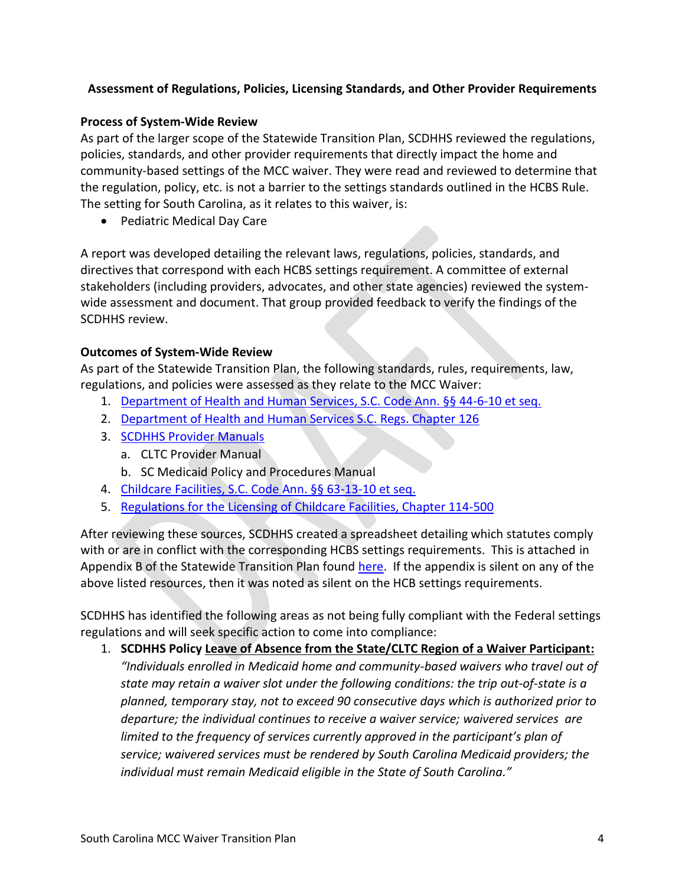**Assessment of Regulations, Policies, Licensing Standards, and Other Provider Requirements**

**Process of System-Wide Review**

As part of the larger scope of the Statewide Transition Plan, SCDHHS reviewed the regulations, policies, standards, and other provider requirements that directly impact the home and community-based settings of the MCC waiver. They were read and reviewed to determine that the regulation, policy, etc. is not a barrier to the settings standards outlined in the HCBS Rule. The setting for South Carolina, as it relates to this waiver, is:

- Pediatric Medical Day Care

A report was developed detailing the relevant laws, regulations, policies, standards, and directives that correspond with each HCBS settings requirement. A committee of external stakeholders (including providers, advocates, and other state agencies) reviewed the system-wide assessment and document. That group provided feedback to verify the findings of the SCDHHS review.

**Outcomes of System-Wide Review**

As part of the Statewide Transition Plan, the following standards, rules, requirements, law, regulations, and policies were assessed as they relate to the MCC Waiver:

1. Department of Health and Human Services, S.C. Code Ann. §§ 44-6-10 et seq.
2. Department of Health and Human Services S.C. Regs. Chapter 126
3. SCDHHS Provider Manuals
   a. CLTC Provider Manual
   b. SC Medicaid Policy and Procedures Manual
4. Childcare Facilities, S.C. Code Ann. §§ 63-13-10 et seq.
5. Regulations for the Licensing of Childcare Facilities, Chapter 114-500

After reviewing these sources, SCDHHS created a spreadsheet detailing which statutes comply with or are in conflict with the corresponding HCBS settings requirements. This is attached in Appendix B of the Statewide Transition Plan found here. If the appendix is silent on any of the above listed resources, then it was noted as silent on the HCB settings requirements.

SCDHHS has identified the following areas as not being fully compliant with the Federal settings regulations and will seek specific action to come into compliance:

1. **SCDHHS Policy Leave of Absence from the State/CLTC Region of a Waiver Participant:** *"Individuals enrolled in Medicaid home and community-based waivers who travel out of state may retain a waiver slot under the following conditions: the trip out-of-state is a planned, temporary stay, not to exceed 90 consecutive days which is authorized prior to departure; the individual continues to receive a waiver service; waivered services are limited to the frequency of services currently approved in the participant's plan of service; waivered services must be rendered by South Carolina Medicaid providers; the individual must remain Medicaid eligible in the State of South Carolina."*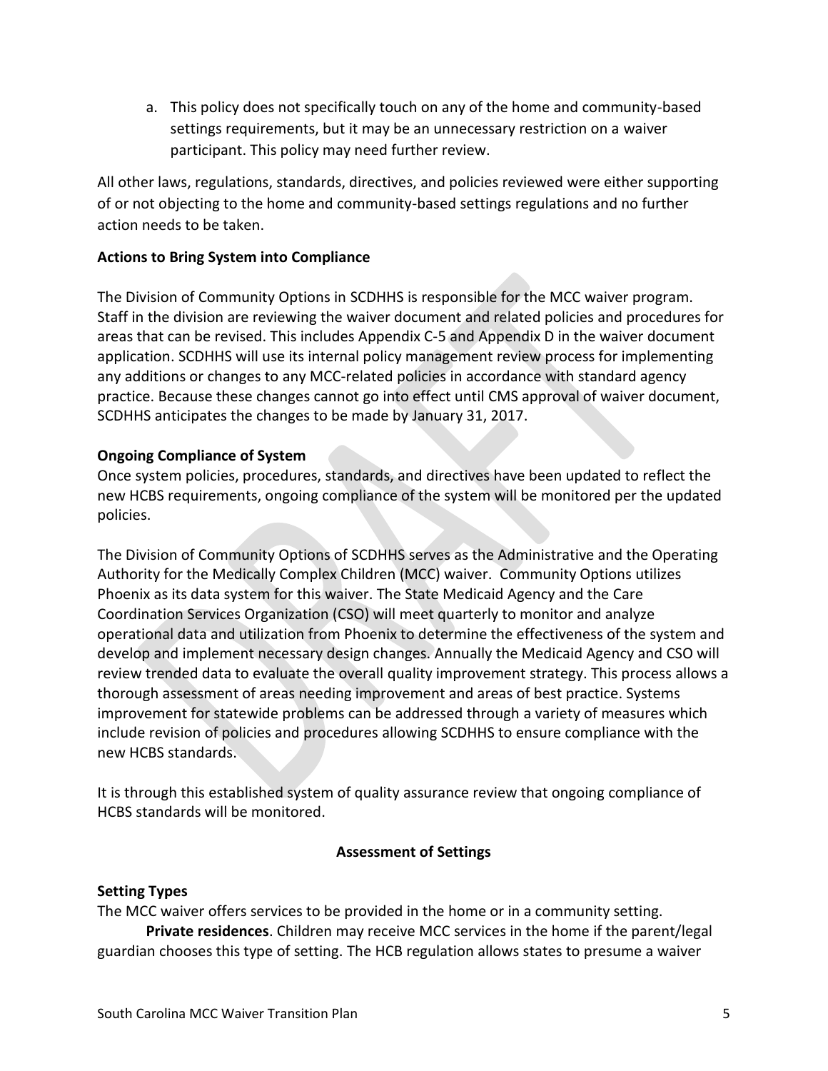a. This policy does not specifically touch on any of the home and community-based settings requirements, but it may be an unnecessary restriction on a waiver participant. This policy may need further review.

All other laws, regulations, standards, directives, and policies reviewed were either supporting of or not objecting to the home and community-based settings regulations and no further action needs to be taken.

**Actions to Bring System into Compliance**

The Division of Community Options in SCDHHS is responsible for the MCC waiver program. Staff in the division are reviewing the waiver document and related policies and procedures for areas that can be revised. This includes Appendix C-5 and Appendix D in the waiver document application. SCDHHS will use its internal policy management review process for implementing any additions or changes to any MCC-related policies in accordance with standard agency practice. Because these changes cannot go into effect until CMS approval of waiver document, SCDHHS anticipates the changes to be made by January 31, 2017.

**Ongoing Compliance of System**

Once system policies, procedures, standards, and directives have been updated to reflect the new HCBS requirements, ongoing compliance of the system will be monitored per the updated policies.

The Division of Community Options of SCDHHS serves as the Administrative and the Operating Authority for the Medically Complex Children (MCC) waiver. Community Options utilizes Phoenix as its data system for this waiver. The State Medicaid Agency and the Care Coordination Services Organization (CSO) will meet quarterly to monitor and analyze operational data and utilization from Phoenix to determine the effectiveness of the system and develop and implement necessary design changes. Annually the Medicaid Agency and CSO will review trended data to evaluate the overall quality improvement strategy. This process allows a thorough assessment of areas needing improvement and areas of best practice. Systems improvement for statewide problems can be addressed through a variety of measures which include revision of policies and procedures allowing SCDHHS to ensure compliance with the new HCBS standards.

It is through this established system of quality assurance review that ongoing compliance of HCBS standards will be monitored.

## Assessment of Settings

**Setting Types**

The MCC waiver offers services to be provided in the home or in a community setting.

**Private residences**. Children may receive MCC services in the home if the parent/legal guardian chooses this type of setting. The HCB regulation allows states to presume a waiver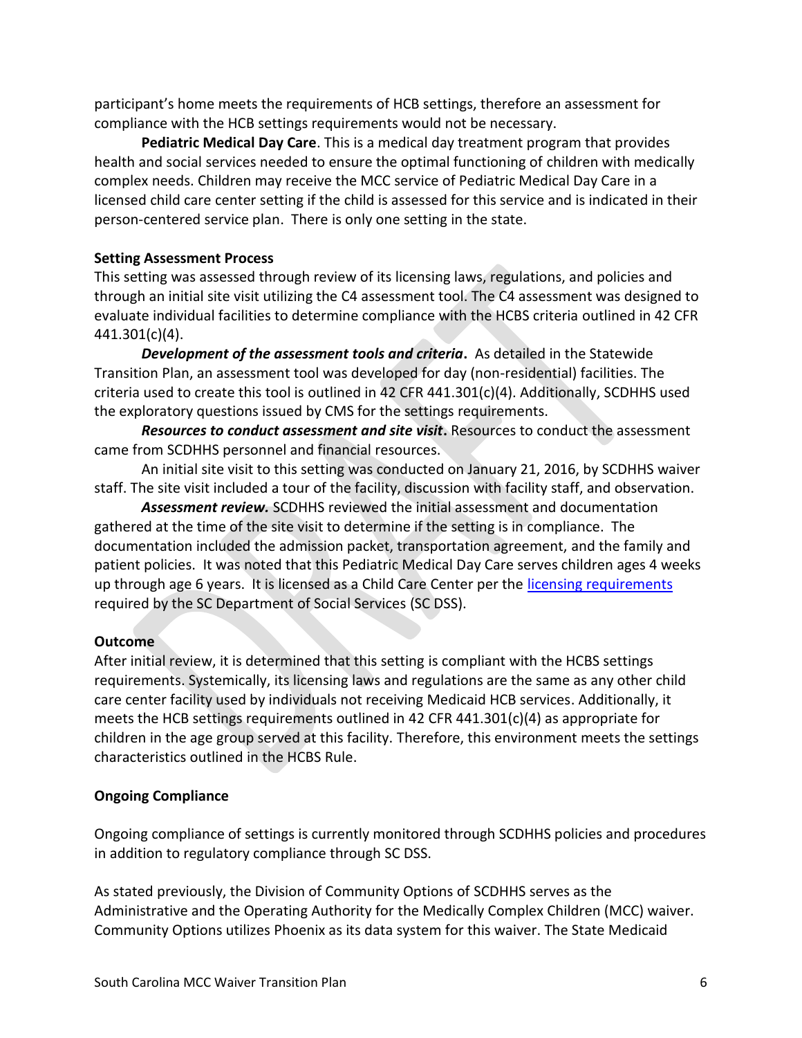participant's home meets the requirements of HCB settings, therefore an assessment for compliance with the HCB settings requirements would not be necessary.

**Pediatric Medical Day Care**. This is a medical day treatment program that provides health and social services needed to ensure the optimal functioning of children with medically complex needs. Children may receive the MCC service of Pediatric Medical Day Care in a licensed child care center setting if the child is assessed for this service and is indicated in their person-centered service plan. There is only one setting in the state.

**Setting Assessment Process**

This setting was assessed through review of its licensing laws, regulations, and policies and through an initial site visit utilizing the C4 assessment tool. The C4 assessment was designed to evaluate individual facilities to determine compliance with the HCBS criteria outlined in 42 CFR 441.301(c)(4).

***Development of the assessment tools and criteria***. As detailed in the Statewide Transition Plan, an assessment tool was developed for day (non-residential) facilities. The criteria used to create this tool is outlined in 42 CFR 441.301(c)(4). Additionally, SCDHHS used the exploratory questions issued by CMS for the settings requirements.

***Resources to conduct assessment and site visit***. Resources to conduct the assessment came from SCDHHS personnel and financial resources.

An initial site visit to this setting was conducted on January 21, 2016, by SCDHHS waiver staff. The site visit included a tour of the facility, discussion with facility staff, and observation.

***Assessment review.*** SCDHHS reviewed the initial assessment and documentation gathered at the time of the site visit to determine if the setting is in compliance. The documentation included the admission packet, transportation agreement, and the family and patient policies. It was noted that this Pediatric Medical Day Care serves children ages 4 weeks up through age 6 years. It is licensed as a Child Care Center per the licensing requirements required by the SC Department of Social Services (SC DSS).

**Outcome**

After initial review, it is determined that this setting is compliant with the HCBS settings requirements. Systemically, its licensing laws and regulations are the same as any other child care center facility used by individuals not receiving Medicaid HCB services. Additionally, it meets the HCB settings requirements outlined in 42 CFR 441.301(c)(4) as appropriate for children in the age group served at this facility. Therefore, this environment meets the settings characteristics outlined in the HCBS Rule.

**Ongoing Compliance**

Ongoing compliance of settings is currently monitored through SCDHHS policies and procedures in addition to regulatory compliance through SC DSS.

As stated previously, the Division of Community Options of SCDHHS serves as the Administrative and the Operating Authority for the Medically Complex Children (MCC) waiver. Community Options utilizes Phoenix as its data system for this waiver. The State Medicaid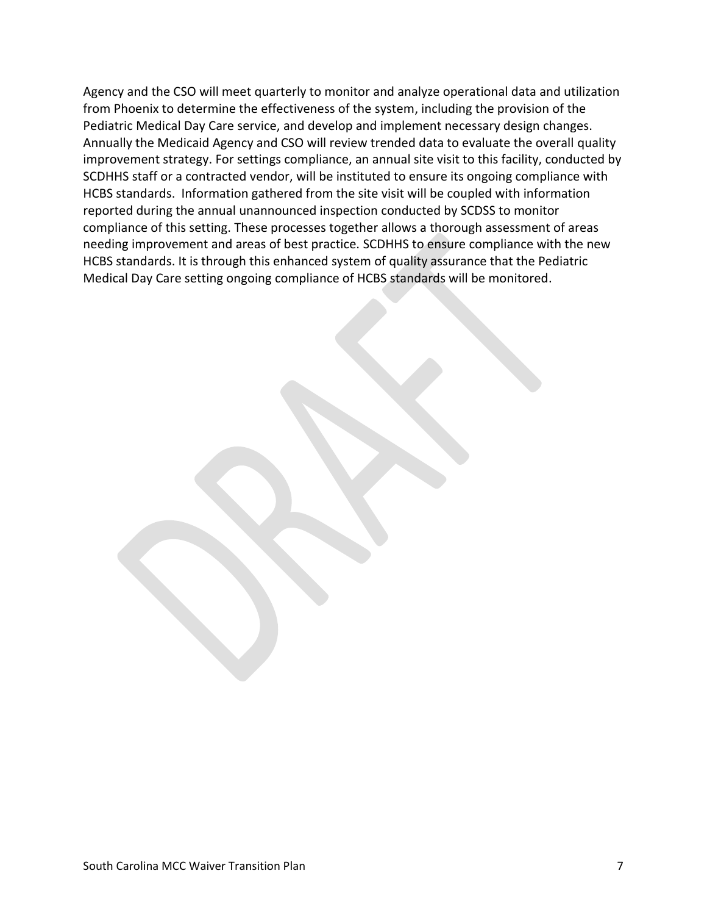Agency and the CSO will meet quarterly to monitor and analyze operational data and utilization from Phoenix to determine the effectiveness of the system, including the provision of the Pediatric Medical Day Care service, and develop and implement necessary design changes. Annually the Medicaid Agency and CSO will review trended data to evaluate the overall quality improvement strategy. For settings compliance, an annual site visit to this facility, conducted by SCDHHS staff or a contracted vendor, will be instituted to ensure its ongoing compliance with HCBS standards. Information gathered from the site visit will be coupled with information reported during the annual unannounced inspection conducted by SCDSS to monitor compliance of this setting. These processes together allows a thorough assessment of areas needing improvement and areas of best practice. SCDHHS to ensure compliance with the new HCBS standards. It is through this enhanced system of quality assurance that the Pediatric Medical Day Care setting ongoing compliance of HCBS standards will be monitored.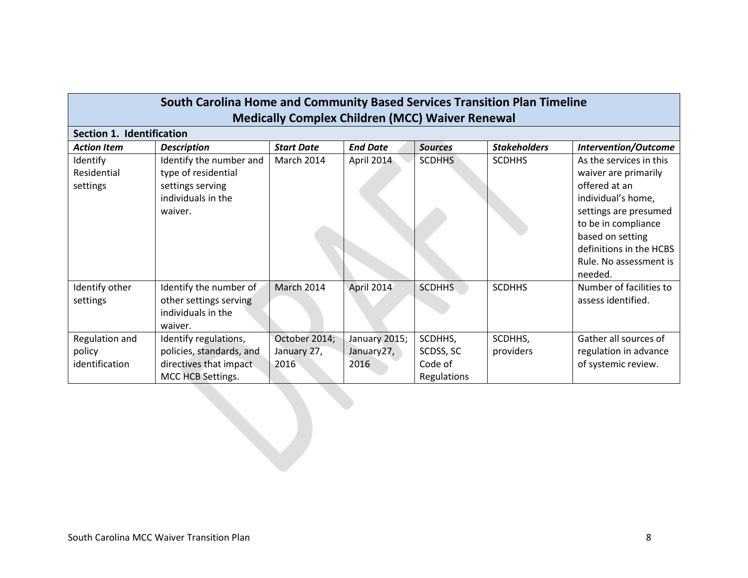## South Carolina Home and Community Based Services Transition Plan Timeline
## Medically Complex Children (MCC) Waiver Renewal

### Section 1. Identification

| *Action Item* | *Description* | *Start Date* | *End Date* | *Sources* | *Stakeholders* | *Intervention/Outcome* |
|---|---|---|---|---|---|---|
| Identify Residential settings | Identify the number and type of residential settings serving individuals in the waiver. | March 2014 | April 2014 | SCDHHS | SCDHHS | As the services in this waiver are primarily offered at an individual's home, settings are presumed to be in compliance based on setting definitions in the HCBS Rule. No assessment is needed. |
| Identify other settings | Identify the number of other settings serving individuals in the waiver. | March 2014 | April 2014 | SCDHHS | SCDHHS | Number of facilities to assess identified. |
| Regulation and policy identification | Identify regulations, policies, standards, and directives that impact MCC HCB Settings. | October 2014; January 27, 2016 | January 2015; January27, 2016 | SCDHHS, SCDSS, SC Code of Regulations | SCDHHS, providers | Gather all sources of regulation in advance of systemic review. |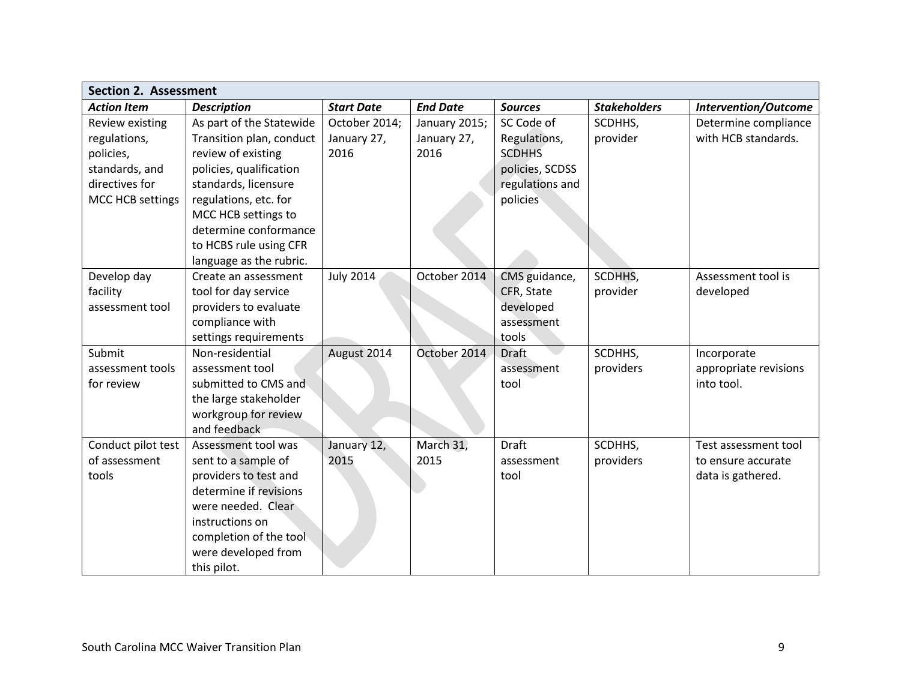| **Section 2. Assessment** | | | | | | |
|---|---|---|---|---|---|---|
| ***Action Item*** | ***Description*** | ***Start Date*** | ***End Date*** | ***Sources*** | ***Stakeholders*** | ***Intervention/Outcome*** |
| Review existing regulations, policies, standards, and directives for MCC HCB settings | As part of the Statewide Transition plan, conduct review of existing policies, qualification standards, licensure regulations, etc. for MCC HCB settings to determine conformance to HCBS rule using CFR language as the rubric. | October 2014; January 27, 2016 | January 2015; January 27, 2016 | SC Code of Regulations, SCDHHS policies, SCDSS regulations and policies | SCDHHS, provider | Determine compliance with HCB standards. |
| Develop day facility assessment tool | Create an assessment tool for day service providers to evaluate compliance with settings requirements | July 2014 | October 2014 | CMS guidance, CFR, State developed assessment tools | SCDHHS, provider | Assessment tool is developed |
| Submit assessment tools for review | Non-residential assessment tool submitted to CMS and the large stakeholder workgroup for review and feedback | August 2014 | October 2014 | Draft assessment tool | SCDHHS, providers | Incorporate appropriate revisions into tool. |
| Conduct pilot test of assessment tools | Assessment tool was sent to a sample of providers to test and determine if revisions were needed. Clear instructions on completion of the tool were developed from this pilot. | January 12, 2015 | March 31, 2015 | Draft assessment tool | SCDHHS, providers | Test assessment tool to ensure accurate data is gathered. |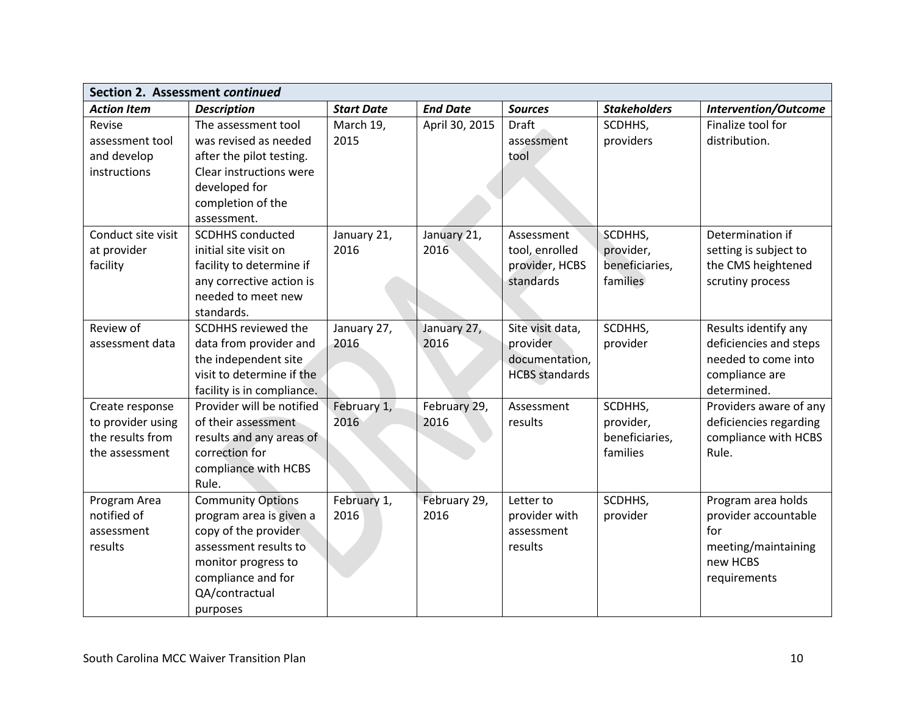| Section 2. Assessment *continued* | | | | | | |
|---|---|---|---|---|---|---|
| ***Action Item*** | ***Description*** | ***Start Date*** | ***End Date*** | ***Sources*** | ***Stakeholders*** | ***Intervention/Outcome*** |
| Revise assessment tool and develop instructions | The assessment tool was revised as needed after the pilot testing. Clear instructions were developed for completion of the assessment. | March 19, 2015 | April 30, 2015 | Draft assessment tool | SCDHHS, providers | Finalize tool for distribution. |
| Conduct site visit at provider facility | SCDHHS conducted initial site visit on facility to determine if any corrective action is needed to meet new standards. | January 21, 2016 | January 21, 2016 | Assessment tool, enrolled provider, HCBS standards | SCDHHS, provider, beneficiaries, families | Determination if setting is subject to the CMS heightened scrutiny process |
| Review of assessment data | SCDHHS reviewed the data from provider and the independent site visit to determine if the facility is in compliance. | January 27, 2016 | January 27, 2016 | Site visit data, provider documentation, HCBS standards | SCDHHS, provider | Results identify any deficiencies and steps needed to come into compliance are determined. |
| Create response to provider using the results from the assessment | Provider will be notified of their assessment results and any areas of correction for compliance with HCBS Rule. | February 1, 2016 | February 29, 2016 | Assessment results | SCDHHS, provider, beneficiaries, families | Providers aware of any deficiencies regarding compliance with HCBS Rule. |
| Program Area notified of assessment results | Community Options program area is given a copy of the provider assessment results to monitor progress to compliance and for QA/contractual purposes | February 1, 2016 | February 29, 2016 | Letter to provider with assessment results | SCDHHS, provider | Program area holds provider accountable for meeting/maintaining new HCBS requirements |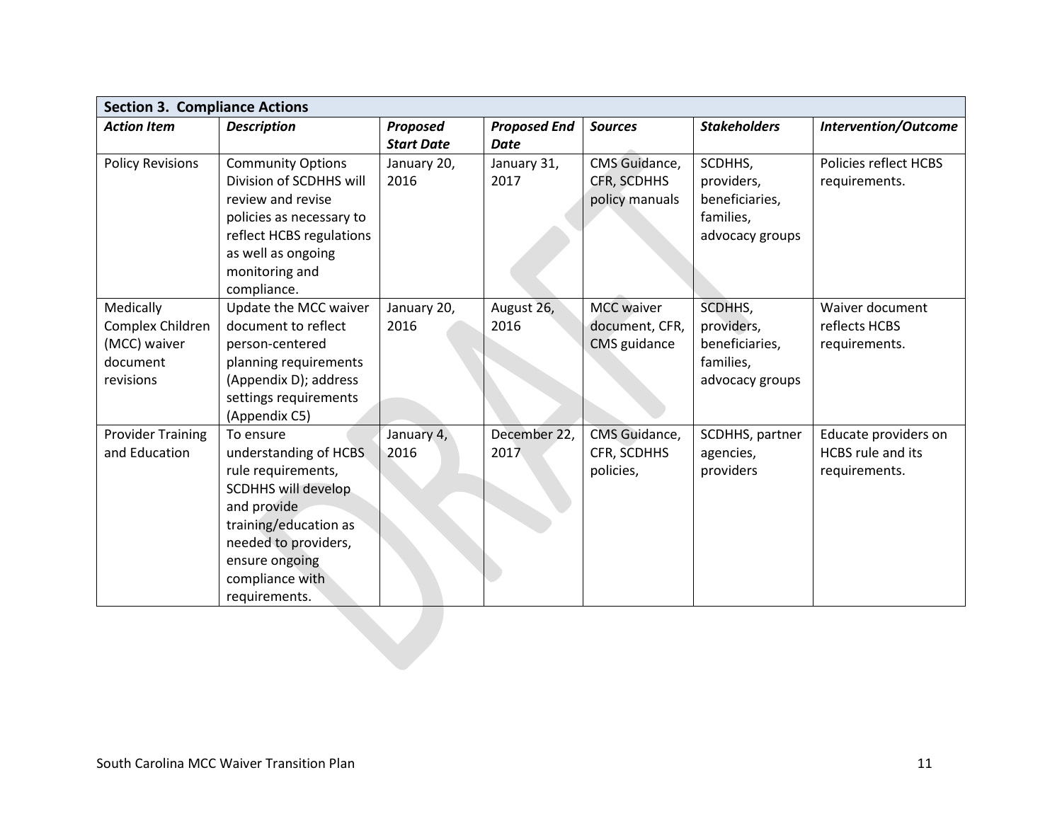| **Section 3. Compliance Actions** | | | | | | |
|---|---|---|---|---|---|---|
| ***Action Item*** | ***Description*** | ***Proposed Start Date*** | ***Proposed End Date*** | ***Sources*** | ***Stakeholders*** | ***Intervention/Outcome*** |
| Policy Revisions | Community Options Division of SCDHHS will review and revise policies as necessary to reflect HCBS regulations as well as ongoing monitoring and compliance. | January 20, 2016 | January 31, 2017 | CMS Guidance, CFR, SCDHHS policy manuals | SCDHHS, providers, beneficiaries, families, advocacy groups | Policies reflect HCBS requirements. |
| Medically Complex Children (MCC) waiver document revisions | Update the MCC waiver document to reflect person-centered planning requirements (Appendix D); address settings requirements (Appendix C5) | January 20, 2016 | August 26, 2016 | MCC waiver document, CFR, CMS guidance | SCDHHS, providers, beneficiaries, families, advocacy groups | Waiver document reflects HCBS requirements. |
| Provider Training and Education | To ensure understanding of HCBS rule requirements, SCDHHS will develop and provide training/education as needed to providers, ensure ongoing compliance with requirements. | January 4, 2016 | December 22, 2017 | CMS Guidance, CFR, SCDHHS policies, | SCDHHS, partner agencies, providers | Educate providers on HCBS rule and its requirements. |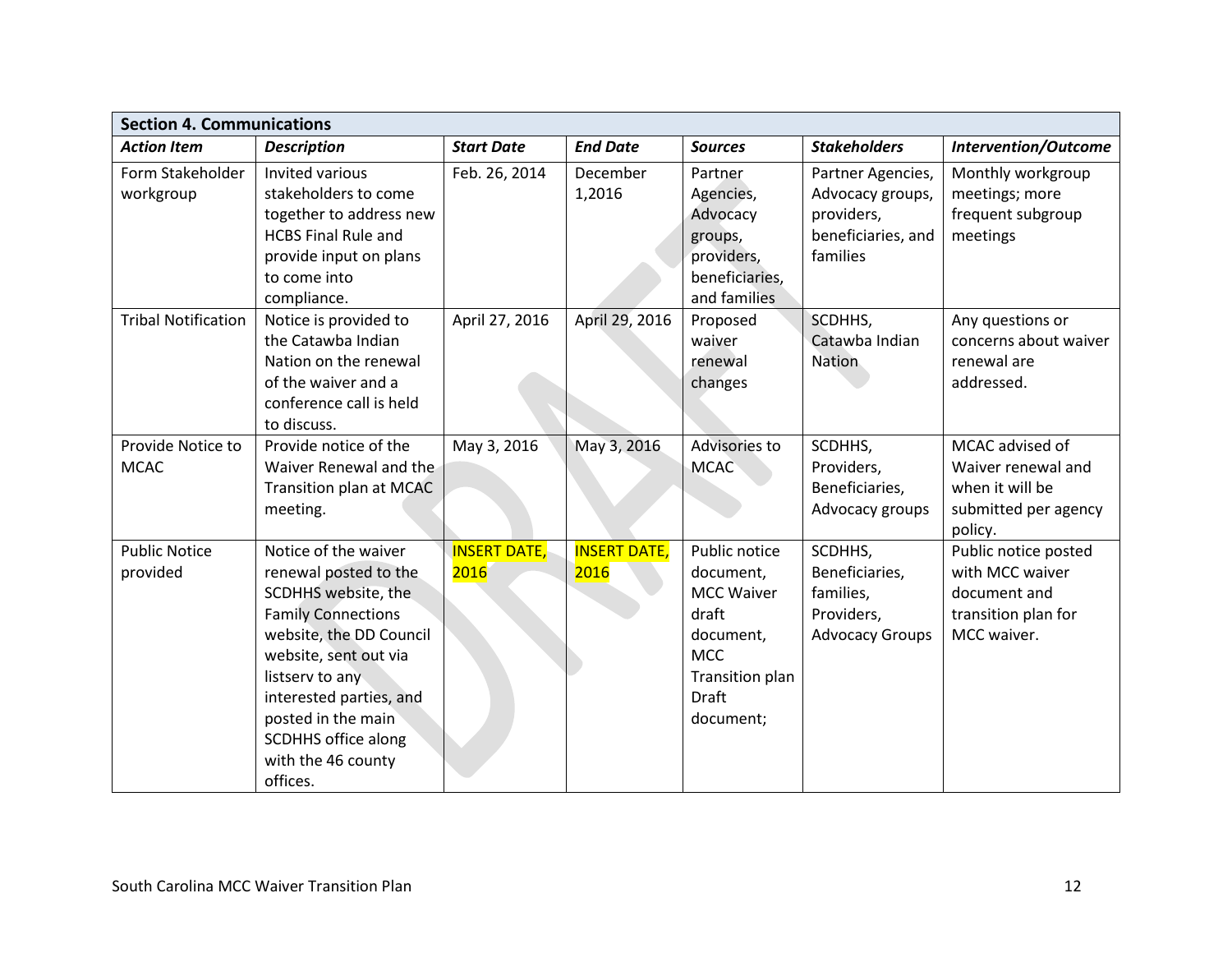| **Section 4. Communications** | | | | | | |
|---|---|---|---|---|---|---|
| ***Action Item*** | ***Description*** | ***Start Date*** | ***End Date*** | ***Sources*** | ***Stakeholders*** | ***Intervention/Outcome*** |
| Form Stakeholder workgroup | Invited various stakeholders to come together to address new HCBS Final Rule and provide input on plans to come into compliance. | Feb. 26, 2014 | December 1,2016 | Partner Agencies, Advocacy groups, providers, beneficiaries, and families | Partner Agencies, Advocacy groups, providers, beneficiaries, and families | Monthly workgroup meetings; more frequent subgroup meetings |
| Tribal Notification | Notice is provided to the Catawba Indian Nation on the renewal of the waiver and a conference call is held to discuss. | April 27, 2016 | April 29, 2016 | Proposed waiver renewal changes | SCDHHS, Catawba Indian Nation | Any questions or concerns about waiver renewal are addressed. |
| Provide Notice to MCAC | Provide notice of the Waiver Renewal and the Transition plan at MCAC meeting. | May 3, 2016 | May 3, 2016 | Advisories to MCAC | SCDHHS, Providers, Beneficiaries, Advocacy groups | MCAC advised of Waiver renewal and when it will be submitted per agency policy. |
| Public Notice provided | Notice of the waiver renewal posted to the SCDHHS website, the Family Connections website, the DD Council website, sent out via listserv to any interested parties, and posted in the main SCDHHS office along with the 46 county offices. | INSERT DATE, 2016 | INSERT DATE, 2016 | Public notice document, MCC Waiver draft document, MCC Transition plan Draft document; | SCDHHS, Beneficiaries, families, Providers, Advocacy Groups | Public notice posted with MCC waiver document and transition plan for MCC waiver. |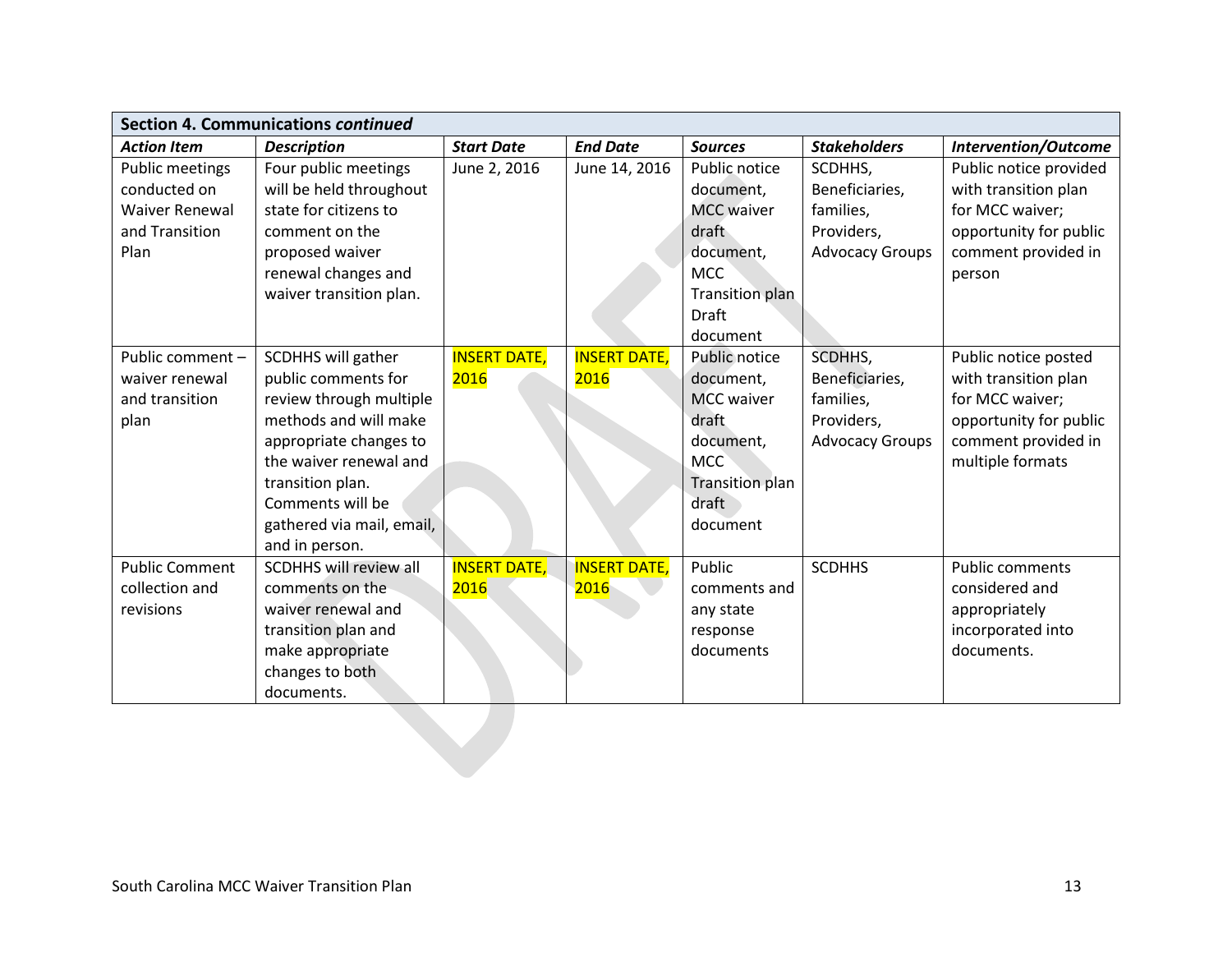| Section 4. Communications *continued* | | | | | | |
|---|---|---|---|---|---|---|
| ***Action Item*** | ***Description*** | ***Start Date*** | ***End Date*** | ***Sources*** | ***Stakeholders*** | ***Intervention/Outcome*** |
| Public meetings conducted on Waiver Renewal and Transition Plan | Four public meetings will be held throughout state for citizens to comment on the proposed waiver renewal changes and waiver transition plan. | June 2, 2016 | June 14, 2016 | Public notice document, MCC waiver draft document, MCC Transition plan Draft document | SCDHHS, Beneficiaries, families, Providers, Advocacy Groups | Public notice provided with transition plan for MCC waiver; opportunity for public comment provided in person |
| Public comment – waiver renewal and transition plan | SCDHHS will gather public comments for review through multiple methods and will make appropriate changes to the waiver renewal and transition plan. Comments will be gathered via mail, email, and in person. | INSERT DATE, 2016 | INSERT DATE, 2016 | Public notice document, MCC waiver draft document, MCC Transition plan draft document | SCDHHS, Beneficiaries, families, Providers, Advocacy Groups | Public notice posted with transition plan for MCC waiver; opportunity for public comment provided in multiple formats |
| Public Comment collection and revisions | SCDHHS will review all comments on the waiver renewal and transition plan and make appropriate changes to both documents. | INSERT DATE, 2016 | INSERT DATE, 2016 | Public comments and any state response documents | SCDHHS | Public comments considered and appropriately incorporated into documents. |